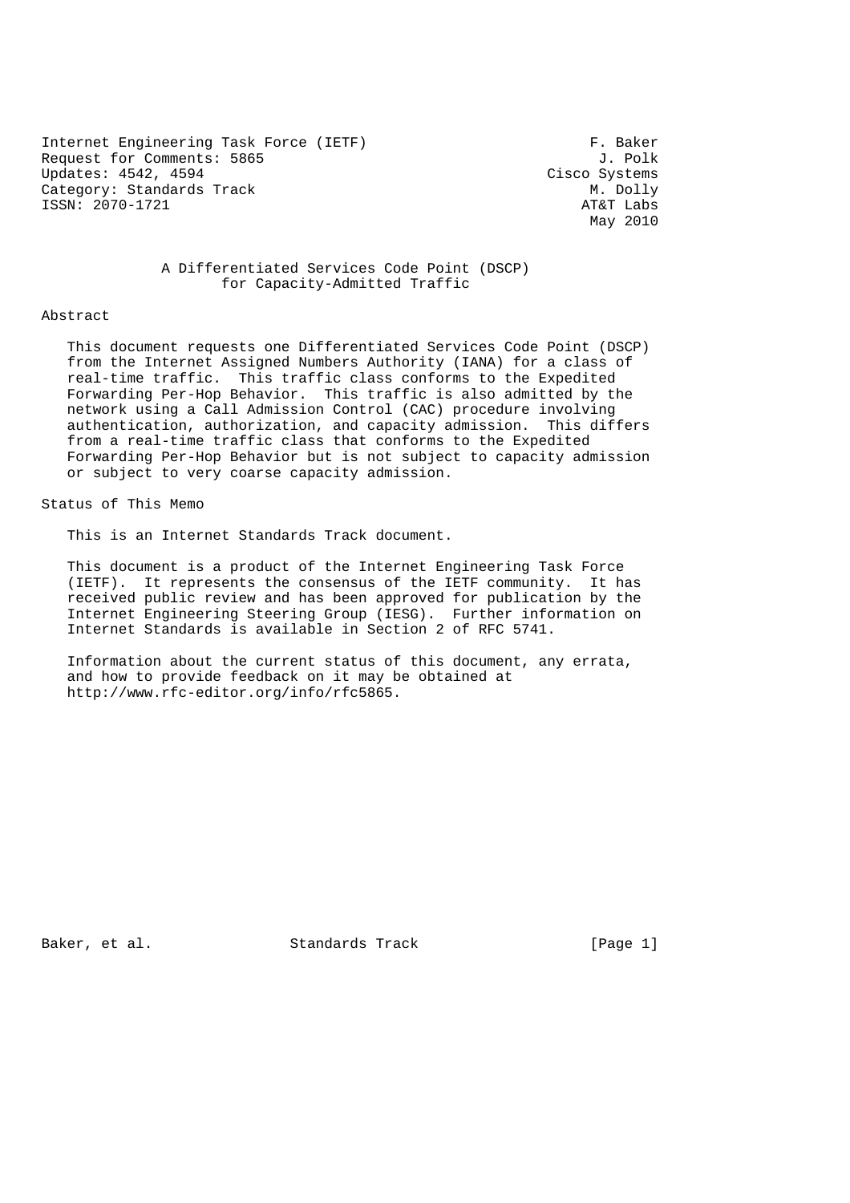Internet Engineering Task Force (IETF)  
Request for Comments: 5865  
Updates: 4542, 4594  
Category: Standards Track  
ISSN: 2070-1721

F. Baker  
J. Polk  
Cisco Systems  
M. Dolly  
AT&T Labs  
May 2010

# A Differentiated Services Code Point (DSCP) for Capacity-Admitted Traffic

## Abstract

This document requests one Differentiated Services Code Point (DSCP) from the Internet Assigned Numbers Authority (IANA) for a class of real-time traffic. This traffic class conforms to the Expedited Forwarding Per-Hop Behavior. This traffic is also admitted by the network using a Call Admission Control (CAC) procedure involving authentication, authorization, and capacity admission. This differs from a real-time traffic class that conforms to the Expedited Forwarding Per-Hop Behavior but is not subject to capacity admission or subject to very coarse capacity admission.

## Status of This Memo

This is an Internet Standards Track document.

This document is a product of the Internet Engineering Task Force (IETF). It represents the consensus of the IETF community. It has received public review and has been approved for publication by the Internet Engineering Steering Group (IESG). Further information on Internet Standards is available in Section 2 of RFC 5741.

Information about the current status of this document, any errata, and how to provide feedback on it may be obtained at http://www.rfc-editor.org/info/rfc5865.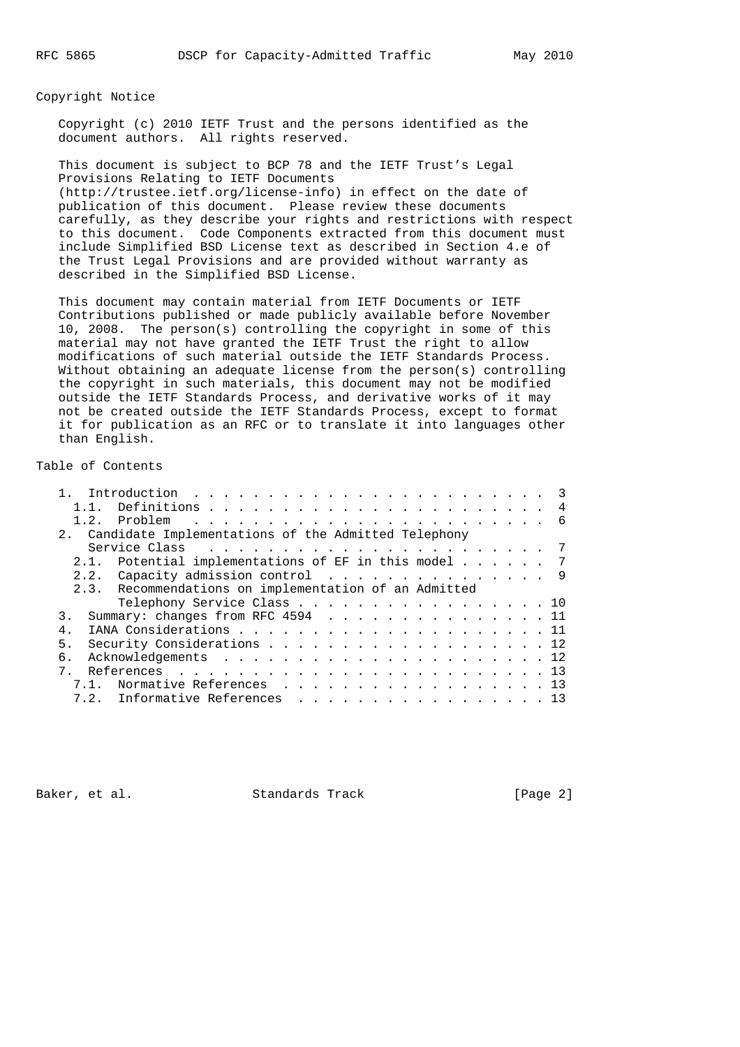## Copyright Notice

Copyright (c) 2010 IETF Trust and the persons identified as the document authors. All rights reserved.

This document is subject to BCP 78 and the IETF Trust's Legal Provisions Relating to IETF Documents (http://trustee.ietf.org/license-info) in effect on the date of publication of this document. Please review these documents carefully, as they describe your rights and restrictions with respect to this document. Code Components extracted from this document must include Simplified BSD License text as described in Section 4.e of the Trust Legal Provisions and are provided without warranty as described in the Simplified BSD License.

This document may contain material from IETF Documents or IETF Contributions published or made publicly available before November 10, 2008. The person(s) controlling the copyright in some of this material may not have granted the IETF Trust the right to allow modifications of such material outside the IETF Standards Process. Without obtaining an adequate license from the person(s) controlling the copyright in such materials, this document may not be modified outside the IETF Standards Process, and derivative works of it may not be created outside the IETF Standards Process, except to format it for publication as an RFC or to translate it into languages other than English.

## Table of Contents

```
   1.  Introduction . . . . . . . . . . . . . . . . . . . . . . . . .  3
     1.1.  Definitions . . . . . . . . . . . . . . . . . . . . . . . .  4
     1.2.  Problem  . . . . . . . . . . . . . . . . . . . . . . . . .  6
   2.  Candidate Implementations of the Admitted Telephony
       Service Class  . . . . . . . . . . . . . . . . . . . . . . . .  7
     2.1.  Potential implementations of EF in this model . . . . . .  7
     2.2.  Capacity admission control . . . . . . . . . . . . . . . .  9
     2.3.  Recommendations on implementation of an Admitted
           Telephony Service Class . . . . . . . . . . . . . . . . . 10
   3.  Summary: changes from RFC 4594 . . . . . . . . . . . . . . . . 11
   4.  IANA Considerations . . . . . . . . . . . . . . . . . . . . . 11
   5.  Security Considerations . . . . . . . . . . . . . . . . . . . 12
   6.  Acknowledgements . . . . . . . . . . . . . . . . . . . . . . . 12
   7.  References . . . . . . . . . . . . . . . . . . . . . . . . . . 13
     7.1.  Normative References . . . . . . . . . . . . . . . . . . . 13
     7.2.  Informative References  . . . . . . . . . . . . . . . . . 13
```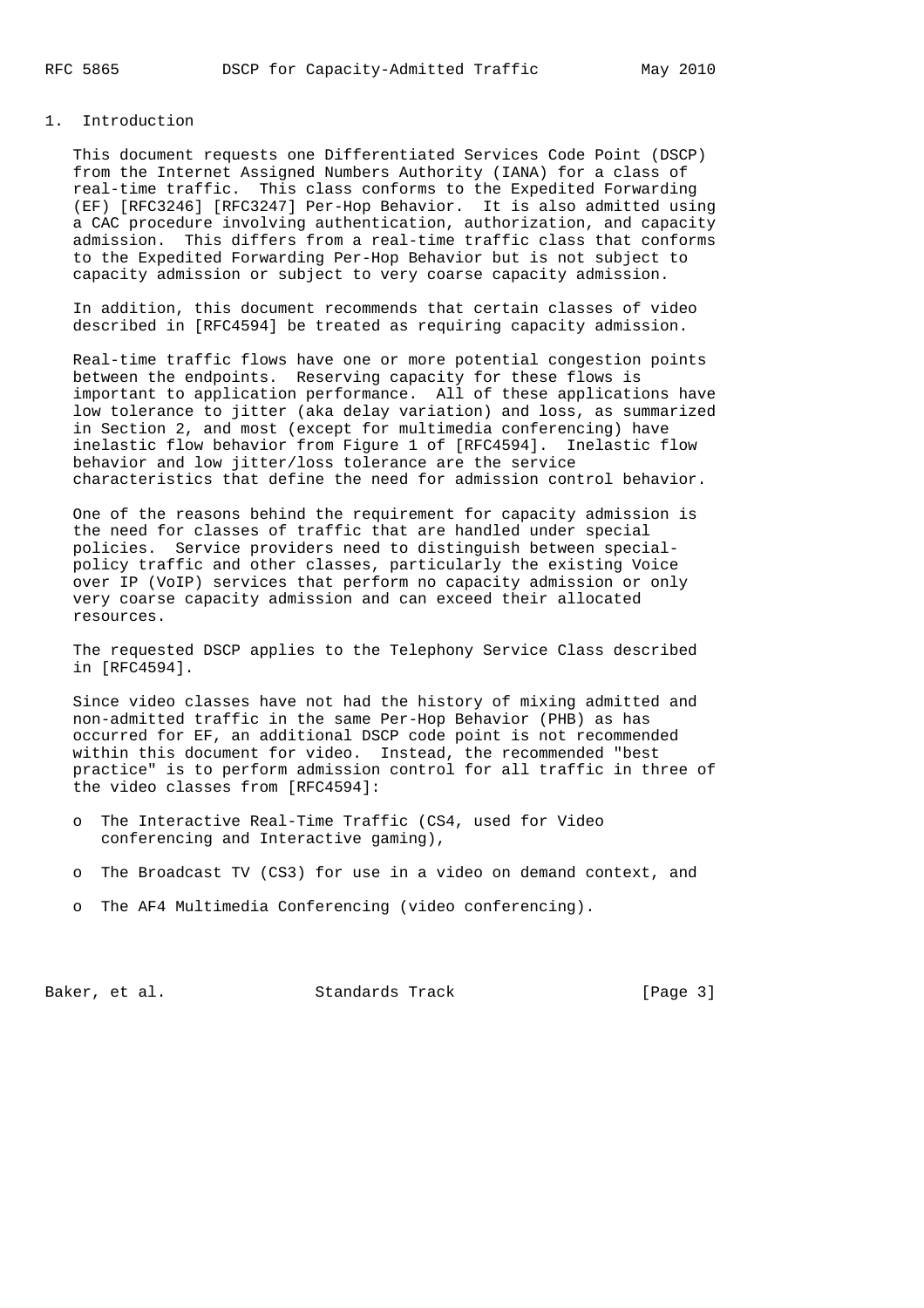## 1. Introduction

This document requests one Differentiated Services Code Point (DSCP) from the Internet Assigned Numbers Authority (IANA) for a class of real-time traffic. This class conforms to the Expedited Forwarding (EF) [RFC3246] [RFC3247] Per-Hop Behavior. It is also admitted using a CAC procedure involving authentication, authorization, and capacity admission. This differs from a real-time traffic class that conforms to the Expedited Forwarding Per-Hop Behavior but is not subject to capacity admission or subject to very coarse capacity admission.

In addition, this document recommends that certain classes of video described in [RFC4594] be treated as requiring capacity admission.

Real-time traffic flows have one or more potential congestion points between the endpoints. Reserving capacity for these flows is important to application performance. All of these applications have low tolerance to jitter (aka delay variation) and loss, as summarized in Section 2, and most (except for multimedia conferencing) have inelastic flow behavior from Figure 1 of [RFC4594]. Inelastic flow behavior and low jitter/loss tolerance are the service characteristics that define the need for admission control behavior.

One of the reasons behind the requirement for capacity admission is the need for classes of traffic that are handled under special policies. Service providers need to distinguish between special-policy traffic and other classes, particularly the existing Voice over IP (VoIP) services that perform no capacity admission or only very coarse capacity admission and can exceed their allocated resources.

The requested DSCP applies to the Telephony Service Class described in [RFC4594].

Since video classes have not had the history of mixing admitted and non-admitted traffic in the same Per-Hop Behavior (PHB) as has occurred for EF, an additional DSCP code point is not recommended within this document for video. Instead, the recommended "best practice" is to perform admission control for all traffic in three of the video classes from [RFC4594]:

- The Interactive Real-Time Traffic (CS4, used for Video conferencing and Interactive gaming),
- The Broadcast TV (CS3) for use in a video on demand context, and
- The AF4 Multimedia Conferencing (video conferencing).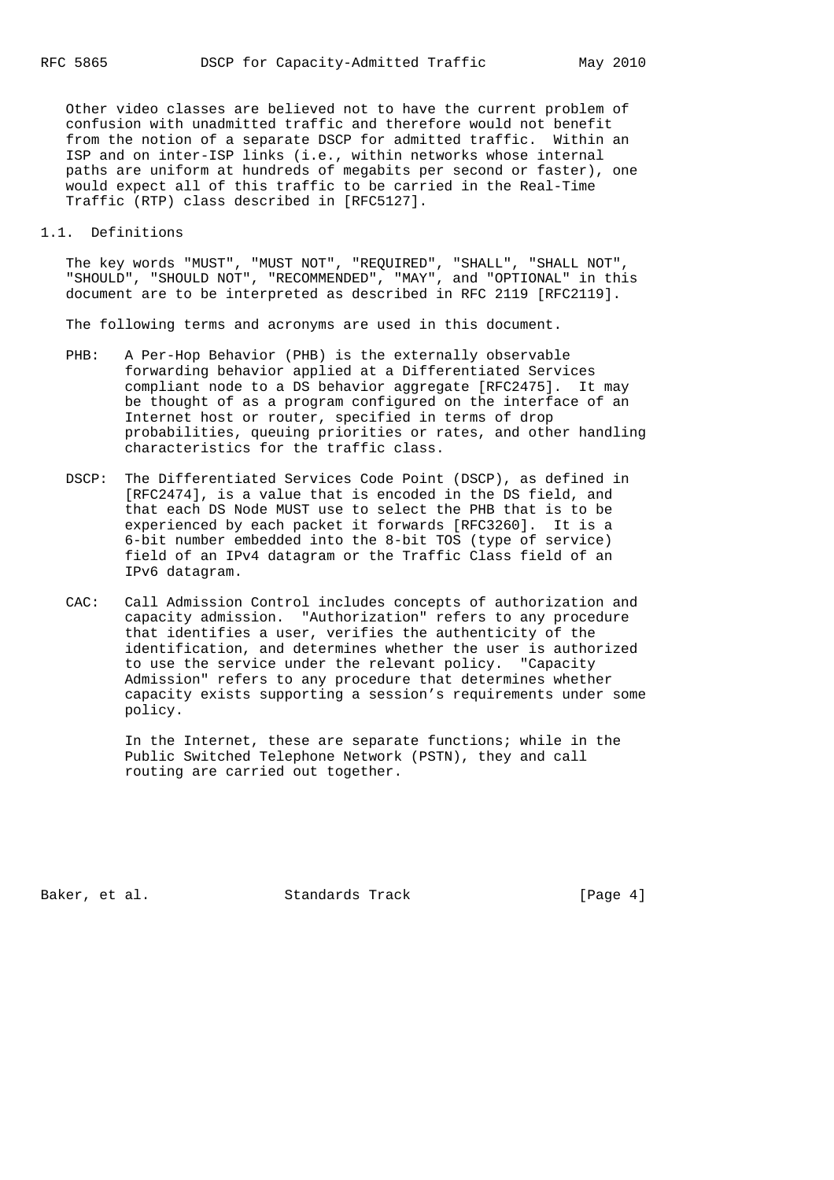Other video classes are believed not to have the current problem of confusion with unadmitted traffic and therefore would not benefit from the notion of a separate DSCP for admitted traffic. Within an ISP and on inter-ISP links (i.e., within networks whose internal paths are uniform at hundreds of megabits per second or faster), one would expect all of this traffic to be carried in the Real-Time Traffic (RTP) class described in [RFC5127].

## 1.1. Definitions

The key words "MUST", "MUST NOT", "REQUIRED", "SHALL", "SHALL NOT", "SHOULD", "SHOULD NOT", "RECOMMENDED", "MAY", and "OPTIONAL" in this document are to be interpreted as described in RFC 2119 [RFC2119].

The following terms and acronyms are used in this document.

PHB: A Per-Hop Behavior (PHB) is the externally observable forwarding behavior applied at a Differentiated Services compliant node to a DS behavior aggregate [RFC2475]. It may be thought of as a program configured on the interface of an Internet host or router, specified in terms of drop probabilities, queuing priorities or rates, and other handling characteristics for the traffic class.

DSCP: The Differentiated Services Code Point (DSCP), as defined in [RFC2474], is a value that is encoded in the DS field, and that each DS Node MUST use to select the PHB that is to be experienced by each packet it forwards [RFC3260]. It is a 6-bit number embedded into the 8-bit TOS (type of service) field of an IPv4 datagram or the Traffic Class field of an IPv6 datagram.

CAC: Call Admission Control includes concepts of authorization and capacity admission. "Authorization" refers to any procedure that identifies a user, verifies the authenticity of the identification, and determines whether the user is authorized to use the service under the relevant policy. "Capacity Admission" refers to any procedure that determines whether capacity exists supporting a session's requirements under some policy.

In the Internet, these are separate functions; while in the Public Switched Telephone Network (PSTN), they and call routing are carried out together.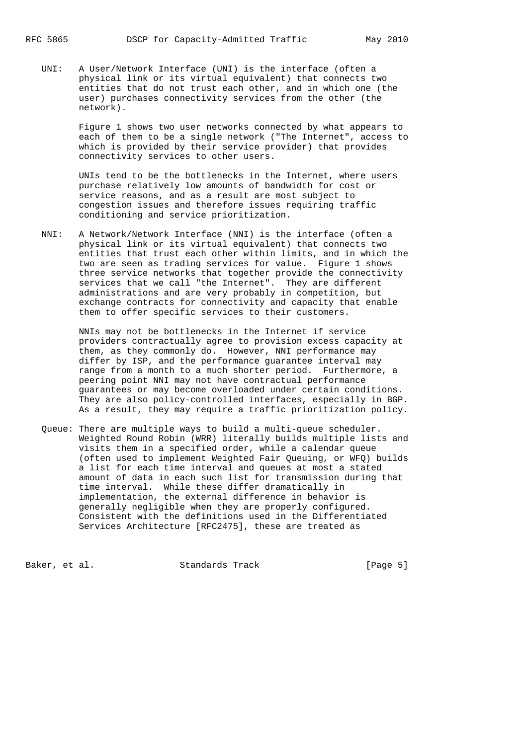UNI: A User/Network Interface (UNI) is the interface (often a physical link or its virtual equivalent) that connects two entities that do not trust each other, and in which one (the user) purchases connectivity services from the other (the network).

Figure 1 shows two user networks connected by what appears to each of them to be a single network ("The Internet", access to which is provided by their service provider) that provides connectivity services to other users.

UNIs tend to be the bottlenecks in the Internet, where users purchase relatively low amounts of bandwidth for cost or service reasons, and as a result are most subject to congestion issues and therefore issues requiring traffic conditioning and service prioritization.

NNI: A Network/Network Interface (NNI) is the interface (often a physical link or its virtual equivalent) that connects two entities that trust each other within limits, and in which the two are seen as trading services for value. Figure 1 shows three service networks that together provide the connectivity services that we call "the Internet". They are different administrations and are very probably in competition, but exchange contracts for connectivity and capacity that enable them to offer specific services to their customers.

NNIs may not be bottlenecks in the Internet if service providers contractually agree to provision excess capacity at them, as they commonly do. However, NNI performance may differ by ISP, and the performance guarantee interval may range from a month to a much shorter period. Furthermore, a peering point NNI may not have contractual performance guarantees or may become overloaded under certain conditions. They are also policy-controlled interfaces, especially in BGP. As a result, they may require a traffic prioritization policy.

Queue: There are multiple ways to build a multi-queue scheduler. Weighted Round Robin (WRR) literally builds multiple lists and visits them in a specified order, while a calendar queue (often used to implement Weighted Fair Queuing, or WFQ) builds a list for each time interval and queues at most a stated amount of data in each such list for transmission during that time interval. While these differ dramatically in implementation, the external difference in behavior is generally negligible when they are properly configured. Consistent with the definitions used in the Differentiated Services Architecture [RFC2475], these are treated as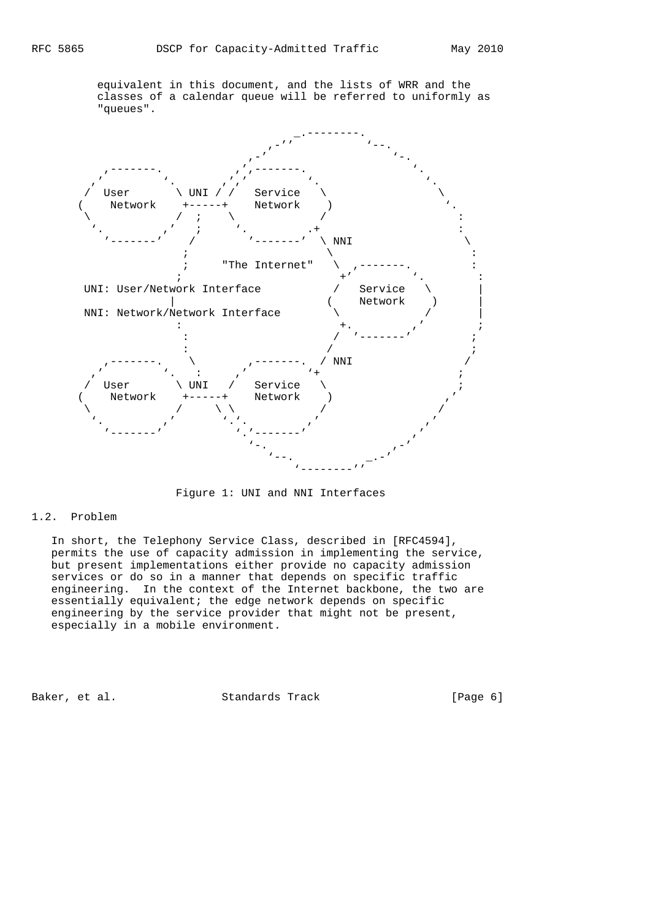equivalent in this document, and the lists of WRR and the classes of a calendar queue will be referred to uniformly as "queues".

```
                                _.--------.
                           ,-''           `--.
                        ,-'                   `-.
     ,-------.        ,','-------.              `.
   ,'         `.    ,','          `.              `.
  /  User       \ UNI / /  Service   \              \
 (    Network    +-----+    Network    )              `.
  \             /  ;    \             /                 :
   `.         ,'   ;     `.         .+                  :
     `-------'    /        `-------'  \ NNI               \
                 ;                     \                  :
                 ;     "The Internet"   \  ,-------.      :
                ;                        +'         `.     :
  UNI: User/Network Interface           /   Service   \     |
                |                      (    Network    )    |
  NNI: Network/Network Interface        \             /     |
                :                        +.         ,'      ;
                 :                       /  `-------'      ;
                 :                      /                  ;
     ,-------.    \        ,-------.  / NNI              /
   ,'         `.   :     ,'         `+                  ;
  /  User       \ UNI   /  Service   \                 ;
 (    Network    +-----+    Network    )              ,'
  \             /      \ \             /              /
   `.         ,'        `.`.         ,'             ,'
     `-------'            `.'-------'            ,'
                            `-.               ,-'
                               `--.        _.-'
                                   `--------''
```

Figure 1: UNI and NNI Interfaces

## 1.2. Problem

In short, the Telephony Service Class, described in [RFC4594], permits the use of capacity admission in implementing the service, but present implementations either provide no capacity admission services or do so in a manner that depends on specific traffic engineering. In the context of the Internet backbone, the two are essentially equivalent; the edge network depends on specific engineering by the service provider that might not be present, especially in a mobile environment.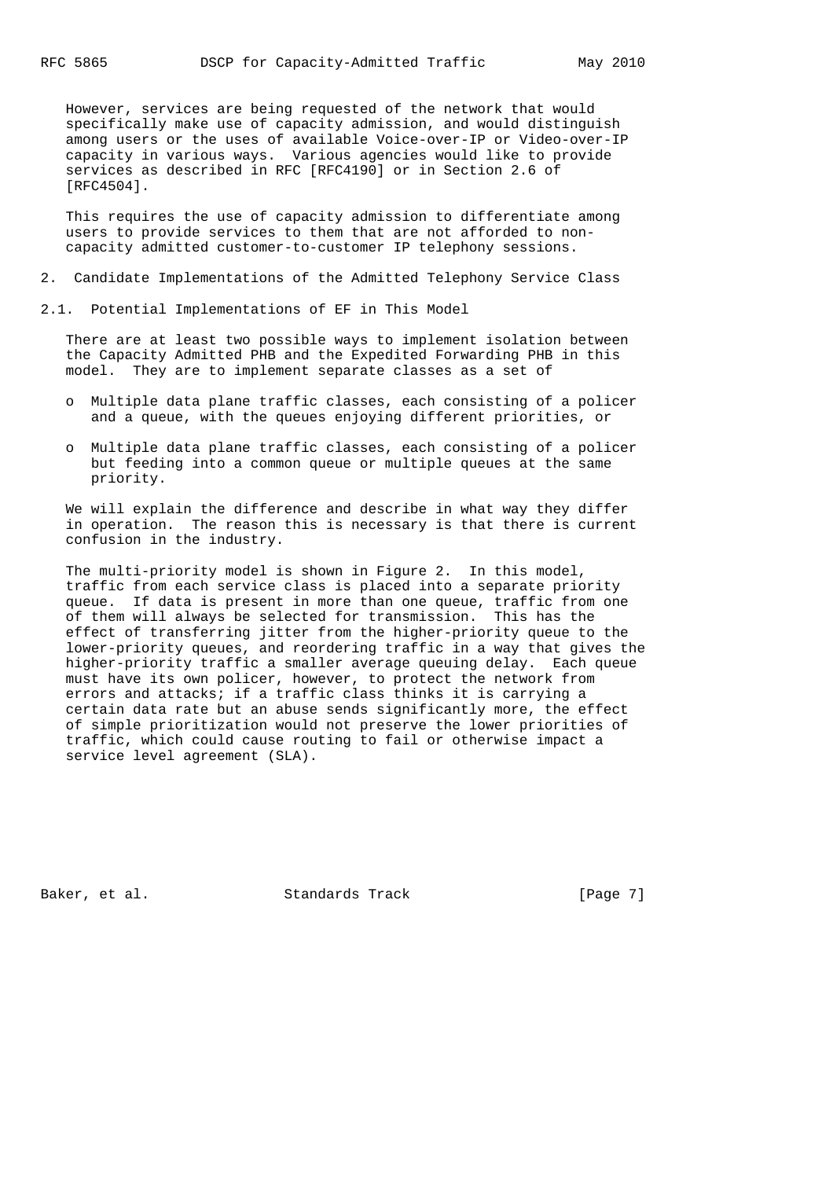However, services are being requested of the network that would specifically make use of capacity admission, and would distinguish among users or the uses of available Voice-over-IP or Video-over-IP capacity in various ways. Various agencies would like to provide services as described in RFC [RFC4190] or in Section 2.6 of [RFC4504].

This requires the use of capacity admission to differentiate among users to provide services to them that are not afforded to non-capacity admitted customer-to-customer IP telephony sessions.

## 2. Candidate Implementations of the Admitted Telephony Service Class

### 2.1. Potential Implementations of EF in This Model

There are at least two possible ways to implement isolation between the Capacity Admitted PHB and the Expedited Forwarding PHB in this model. They are to implement separate classes as a set of

- Multiple data plane traffic classes, each consisting of a policer and a queue, with the queues enjoying different priorities, or
- Multiple data plane traffic classes, each consisting of a policer but feeding into a common queue or multiple queues at the same priority.

We will explain the difference and describe in what way they differ in operation. The reason this is necessary is that there is current confusion in the industry.

The multi-priority model is shown in Figure 2. In this model, traffic from each service class is placed into a separate priority queue. If data is present in more than one queue, traffic from one of them will always be selected for transmission. This has the effect of transferring jitter from the higher-priority queue to the lower-priority queues, and reordering traffic in a way that gives the higher-priority traffic a smaller average queuing delay. Each queue must have its own policer, however, to protect the network from errors and attacks; if a traffic class thinks it is carrying a certain data rate but an abuse sends significantly more, the effect of simple prioritization would not preserve the lower priorities of traffic, which could cause routing to fail or otherwise impact a service level agreement (SLA).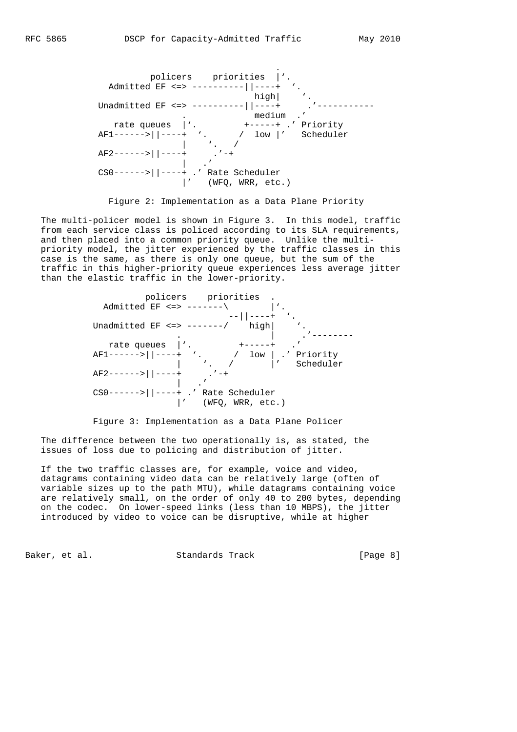```
                                                  .
                policers    priorities  |'.
       Admitted EF <=> ----------||----+  '.
                                   high|    '.
     Unadmitted EF <=> ----------||----+     .'-----------
                       .             medium  .'
        rate queues  |'.         +-----+ .' Priority
     AF1------>||----+  '.      /  low |'   Scheduler
                     |    '.   /
     AF2------>||----+     .'-+
                     |   .'
     CS0------>||----+ .' Rate Scheduler
                     |'   (WFQ, WRR, etc.)
```

Figure 2: Implementation as a Data Plane Priority

The multi-policer model is shown in Figure 3. In this model, traffic from each service class is policed according to its SLA requirements, and then placed into a common priority queue. Unlike the multi-priority model, the jitter experienced by the traffic classes in this case is the same, as there is only one queue, but the sum of the traffic in this higher-priority queue experiences less average jitter than the elastic traffic in the lower-priority.

```
               policers    priorities  .
        Admitted EF <=> -------\        |'.
                                --||----+  '.
      Unadmitted EF <=> -------/    high|    '.
                        .               |     .'--------
         rate queues  |'.         +-----+   .'
      AF1------>||----+  '.      /  low | .' Priority
                      |    '.   /       |'   Scheduler
      AF2------>||----+     .'-+
                      |   .'
      CS0------>||----+ .' Rate Scheduler
                      |'   (WFQ, WRR, etc.)
```

Figure 3: Implementation as a Data Plane Policer

The difference between the two operationally is, as stated, the issues of loss due to policing and distribution of jitter.

If the two traffic classes are, for example, voice and video, datagrams containing video data can be relatively large (often of variable sizes up to the path MTU), while datagrams containing voice are relatively small, on the order of only 40 to 200 bytes, depending on the codec. On lower-speed links (less than 10 MBPS), the jitter introduced by video to voice can be disruptive, while at higher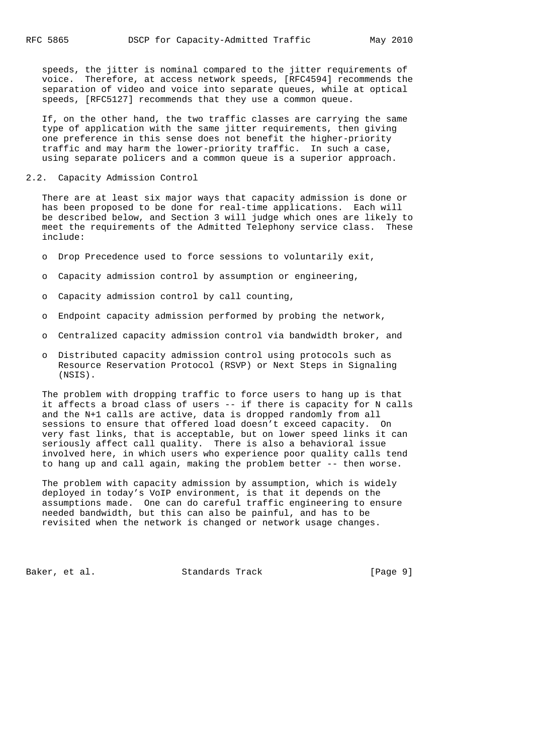speeds, the jitter is nominal compared to the jitter requirements of voice. Therefore, at access network speeds, [RFC4594] recommends the separation of video and voice into separate queues, while at optical speeds, [RFC5127] recommends that they use a common queue.

If, on the other hand, the two traffic classes are carrying the same type of application with the same jitter requirements, then giving one preference in this sense does not benefit the higher-priority traffic and may harm the lower-priority traffic. In such a case, using separate policers and a common queue is a superior approach.

### 2.2. Capacity Admission Control

There are at least six major ways that capacity admission is done or has been proposed to be done for real-time applications. Each will be described below, and Section 3 will judge which ones are likely to meet the requirements of the Admitted Telephony service class. These include:

- Drop Precedence used to force sessions to voluntarily exit,
- Capacity admission control by assumption or engineering,
- Capacity admission control by call counting,
- Endpoint capacity admission performed by probing the network,
- Centralized capacity admission control via bandwidth broker, and
- Distributed capacity admission control using protocols such as Resource Reservation Protocol (RSVP) or Next Steps in Signaling (NSIS).

The problem with dropping traffic to force users to hang up is that it affects a broad class of users -- if there is capacity for N calls and the N+1 calls are active, data is dropped randomly from all sessions to ensure that offered load doesn't exceed capacity. On very fast links, that is acceptable, but on lower speed links it can seriously affect call quality. There is also a behavioral issue involved here, in which users who experience poor quality calls tend to hang up and call again, making the problem better -- then worse.

The problem with capacity admission by assumption, which is widely deployed in today's VoIP environment, is that it depends on the assumptions made. One can do careful traffic engineering to ensure needed bandwidth, but this can also be painful, and has to be revisited when the network is changed or network usage changes.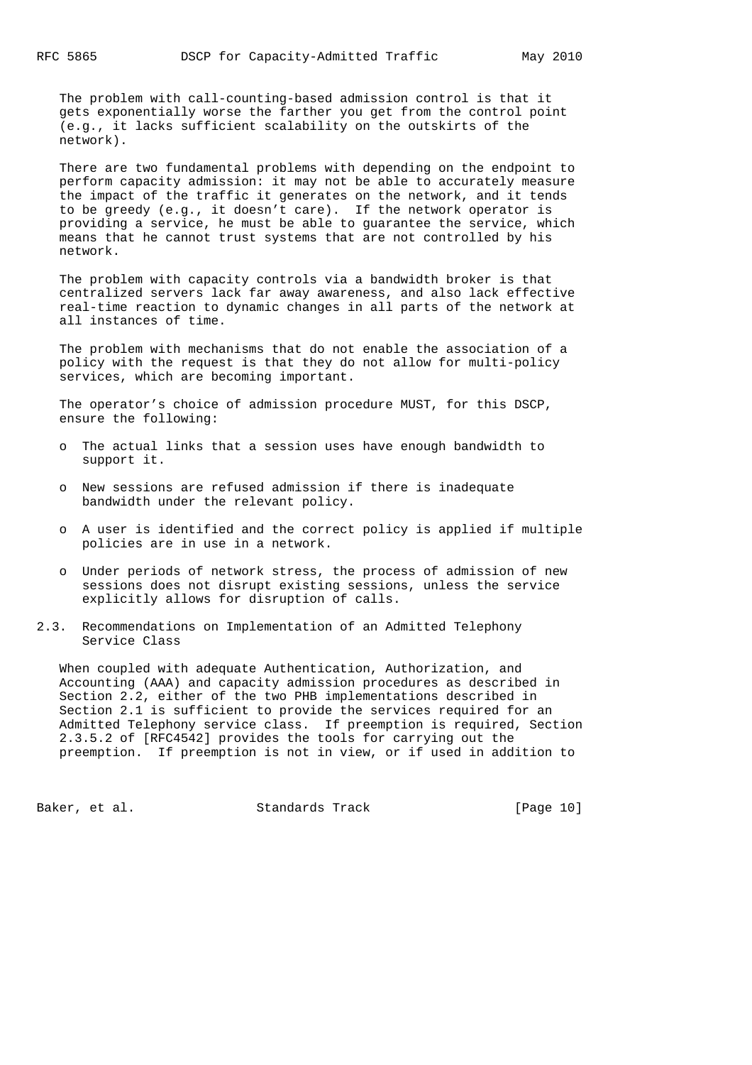The problem with call-counting-based admission control is that it gets exponentially worse the farther you get from the control point (e.g., it lacks sufficient scalability on the outskirts of the network).

There are two fundamental problems with depending on the endpoint to perform capacity admission: it may not be able to accurately measure the impact of the traffic it generates on the network, and it tends to be greedy (e.g., it doesn't care). If the network operator is providing a service, he must be able to guarantee the service, which means that he cannot trust systems that are not controlled by his network.

The problem with capacity controls via a bandwidth broker is that centralized servers lack far away awareness, and also lack effective real-time reaction to dynamic changes in all parts of the network at all instances of time.

The problem with mechanisms that do not enable the association of a policy with the request is that they do not allow for multi-policy services, which are becoming important.

The operator's choice of admission procedure MUST, for this DSCP, ensure the following:

- The actual links that a session uses have enough bandwidth to support it.
- New sessions are refused admission if there is inadequate bandwidth under the relevant policy.
- A user is identified and the correct policy is applied if multiple policies are in use in a network.
- Under periods of network stress, the process of admission of new sessions does not disrupt existing sessions, unless the service explicitly allows for disruption of calls.

### 2.3. Recommendations on Implementation of an Admitted Telephony Service Class

When coupled with adequate Authentication, Authorization, and Accounting (AAA) and capacity admission procedures as described in Section 2.2, either of the two PHB implementations described in Section 2.1 is sufficient to provide the services required for an Admitted Telephony service class. If preemption is required, Section 2.3.5.2 of [RFC4542] provides the tools for carrying out the preemption. If preemption is not in view, or if used in addition to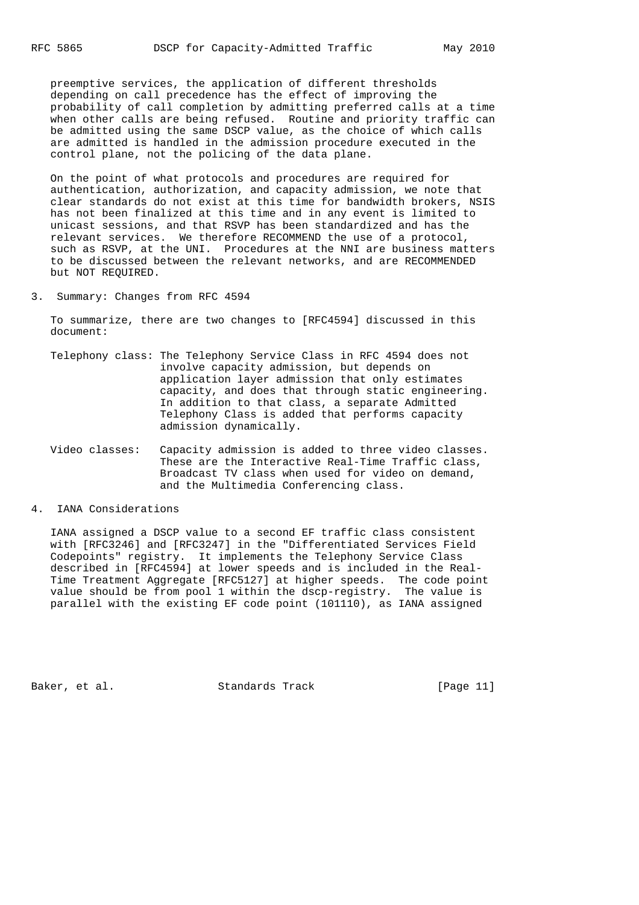preemptive services, the application of different thresholds depending on call precedence has the effect of improving the probability of call completion by admitting preferred calls at a time when other calls are being refused. Routine and priority traffic can be admitted using the same DSCP value, as the choice of which calls are admitted is handled in the admission procedure executed in the control plane, not the policing of the data plane.

On the point of what protocols and procedures are required for authentication, authorization, and capacity admission, we note that clear standards do not exist at this time for bandwidth brokers, NSIS has not been finalized at this time and in any event is limited to unicast sessions, and that RSVP has been standardized and has the relevant services. We therefore RECOMMEND the use of a protocol, such as RSVP, at the UNI. Procedures at the NNI are business matters to be discussed between the relevant networks, and are RECOMMENDED but NOT REQUIRED.

## 3. Summary: Changes from RFC 4594

To summarize, there are two changes to [RFC4594] discussed in this document:

Telephony class: The Telephony Service Class in RFC 4594 does not involve capacity admission, but depends on application layer admission that only estimates capacity, and does that through static engineering. In addition to that class, a separate Admitted Telephony Class is added that performs capacity admission dynamically.

Video classes: Capacity admission is added to three video classes. These are the Interactive Real-Time Traffic class, Broadcast TV class when used for video on demand, and the Multimedia Conferencing class.

## 4. IANA Considerations

IANA assigned a DSCP value to a second EF traffic class consistent with [RFC3246] and [RFC3247] in the "Differentiated Services Field Codepoints" registry. It implements the Telephony Service Class described in [RFC4594] at lower speeds and is included in the Real-Time Treatment Aggregate [RFC5127] at higher speeds. The code point value should be from pool 1 within the dscp-registry. The value is parallel with the existing EF code point (101110), as IANA assigned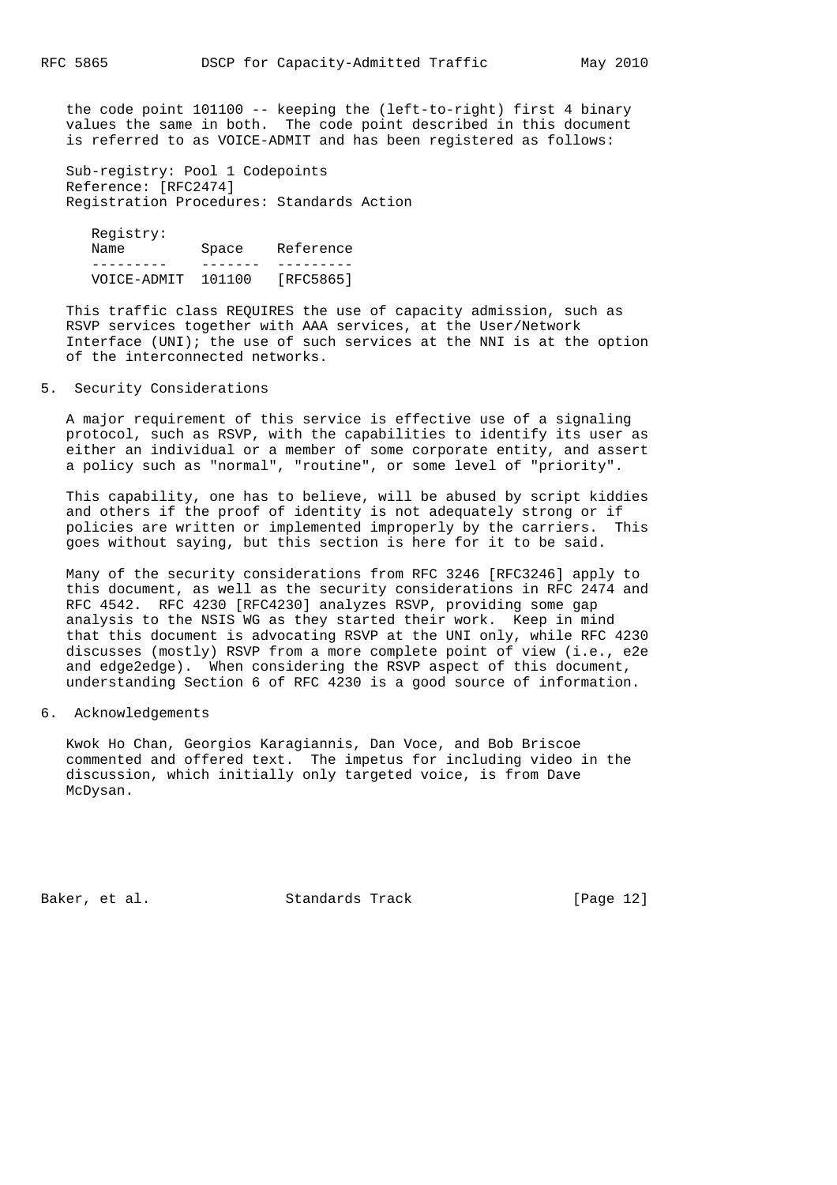the code point 101100 -- keeping the (left-to-right) first 4 binary values the same in both. The code point described in this document is referred to as VOICE-ADMIT and has been registered as follows:

Sub-registry: Pool 1 Codepoints
Reference: [RFC2474]
Registration Procedures: Standards Action

Registry:

| Name | Space | Reference |
|---|---|---|
| VOICE-ADMIT | 101100 | [RFC5865] |

This traffic class REQUIRES the use of capacity admission, such as RSVP services together with AAA services, at the User/Network Interface (UNI); the use of such services at the NNI is at the option of the interconnected networks.

## 5. Security Considerations

A major requirement of this service is effective use of a signaling protocol, such as RSVP, with the capabilities to identify its user as either an individual or a member of some corporate entity, and assert a policy such as "normal", "routine", or some level of "priority".

This capability, one has to believe, will be abused by script kiddies and others if the proof of identity is not adequately strong or if policies are written or implemented improperly by the carriers. This goes without saying, but this section is here for it to be said.

Many of the security considerations from RFC 3246 [RFC3246] apply to this document, as well as the security considerations in RFC 2474 and RFC 4542. RFC 4230 [RFC4230] analyzes RSVP, providing some gap analysis to the NSIS WG as they started their work. Keep in mind that this document is advocating RSVP at the UNI only, while RFC 4230 discusses (mostly) RSVP from a more complete point of view (i.e., e2e and edge2edge). When considering the RSVP aspect of this document, understanding Section 6 of RFC 4230 is a good source of information.

## 6. Acknowledgements

Kwok Ho Chan, Georgios Karagiannis, Dan Voce, and Bob Briscoe commented and offered text. The impetus for including video in the discussion, which initially only targeted voice, is from Dave McDysan.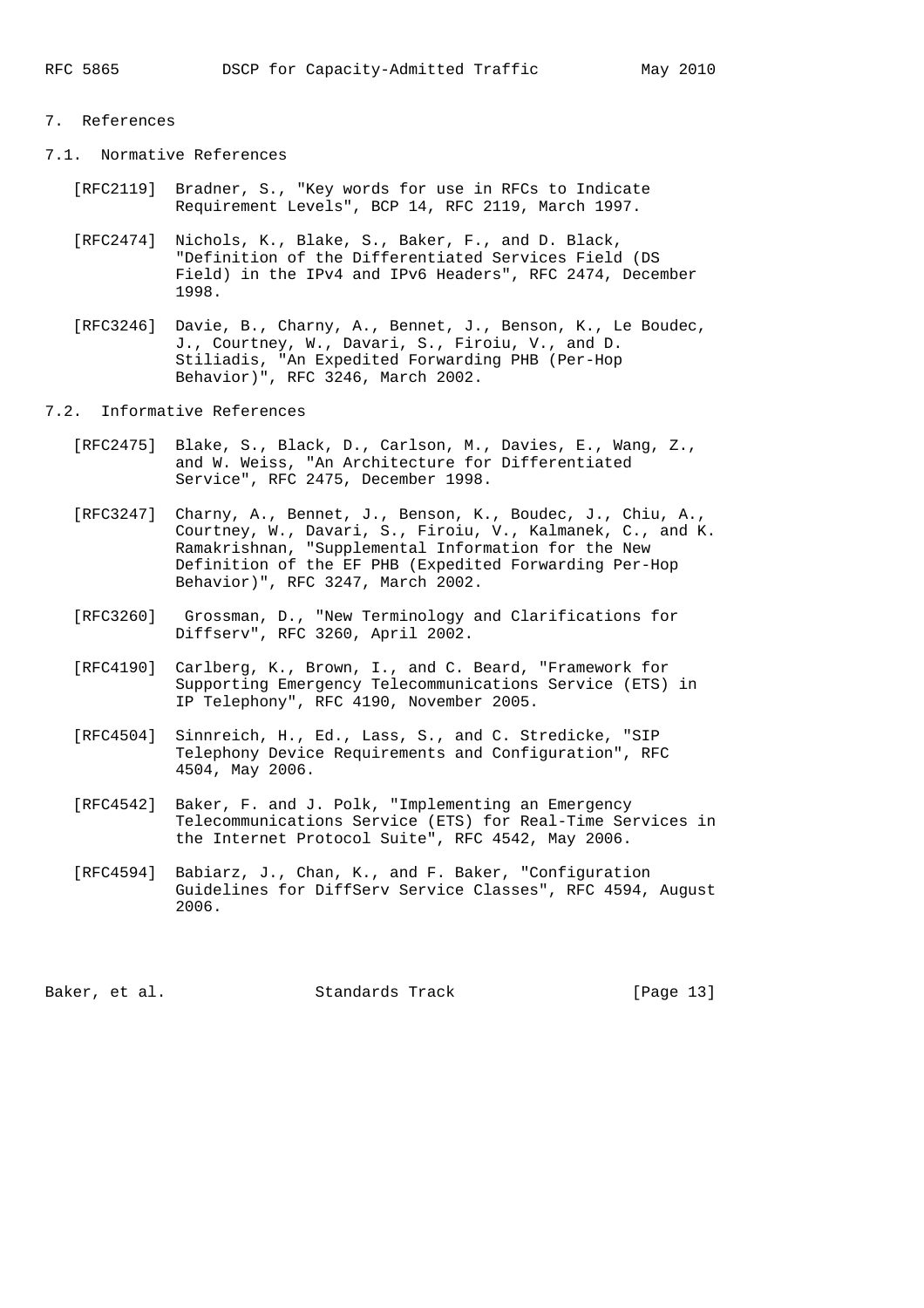## 7. References

### 7.1. Normative References

[RFC2119] Bradner, S., "Key words for use in RFCs to Indicate Requirement Levels", BCP 14, RFC 2119, March 1997.

[RFC2474] Nichols, K., Blake, S., Baker, F., and D. Black, "Definition of the Differentiated Services Field (DS Field) in the IPv4 and IPv6 Headers", RFC 2474, December 1998.

[RFC3246] Davie, B., Charny, A., Bennet, J., Benson, K., Le Boudec, J., Courtney, W., Davari, S., Firoiu, V., and D. Stiliadis, "An Expedited Forwarding PHB (Per-Hop Behavior)", RFC 3246, March 2002.

### 7.2. Informative References

[RFC2475] Blake, S., Black, D., Carlson, M., Davies, E., Wang, Z., and W. Weiss, "An Architecture for Differentiated Service", RFC 2475, December 1998.

[RFC3247] Charny, A., Bennet, J., Benson, K., Boudec, J., Chiu, A., Courtney, W., Davari, S., Firoiu, V., Kalmanek, C., and K. Ramakrishnan, "Supplemental Information for the New Definition of the EF PHB (Expedited Forwarding Per-Hop Behavior)", RFC 3247, March 2002.

[RFC3260] Grossman, D., "New Terminology and Clarifications for Diffserv", RFC 3260, April 2002.

[RFC4190] Carlberg, K., Brown, I., and C. Beard, "Framework for Supporting Emergency Telecommunications Service (ETS) in IP Telephony", RFC 4190, November 2005.

[RFC4504] Sinnreich, H., Ed., Lass, S., and C. Stredicke, "SIP Telephony Device Requirements and Configuration", RFC 4504, May 2006.

[RFC4542] Baker, F. and J. Polk, "Implementing an Emergency Telecommunications Service (ETS) for Real-Time Services in the Internet Protocol Suite", RFC 4542, May 2006.

[RFC4594] Babiarz, J., Chan, K., and F. Baker, "Configuration Guidelines for DiffServ Service Classes", RFC 4594, August 2006.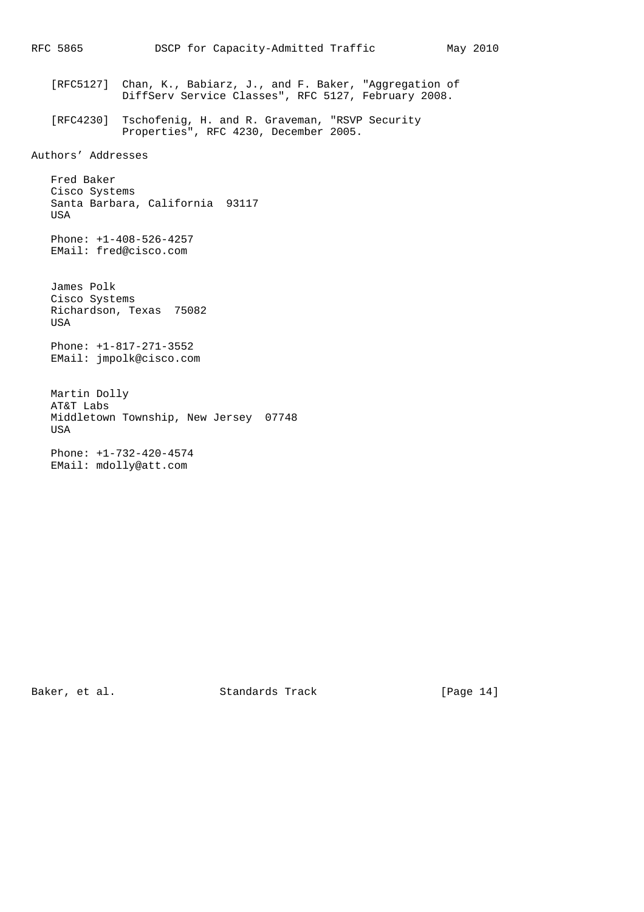[RFC5127] Chan, K., Babiarz, J., and F. Baker, "Aggregation of DiffServ Service Classes", RFC 5127, February 2008.

[RFC4230] Tschofenig, H. and R. Graveman, "RSVP Security Properties", RFC 4230, December 2005.

## Authors' Addresses

Fred Baker
Cisco Systems
Santa Barbara, California 93117
USA

Phone: +1-408-526-4257
EMail: fred@cisco.com

James Polk
Cisco Systems
Richardson, Texas 75082
USA

Phone: +1-817-271-3552
EMail: jmpolk@cisco.com

Martin Dolly
AT&T Labs
Middletown Township, New Jersey 07748
USA

Phone: +1-732-420-4574
EMail: mdolly@att.com